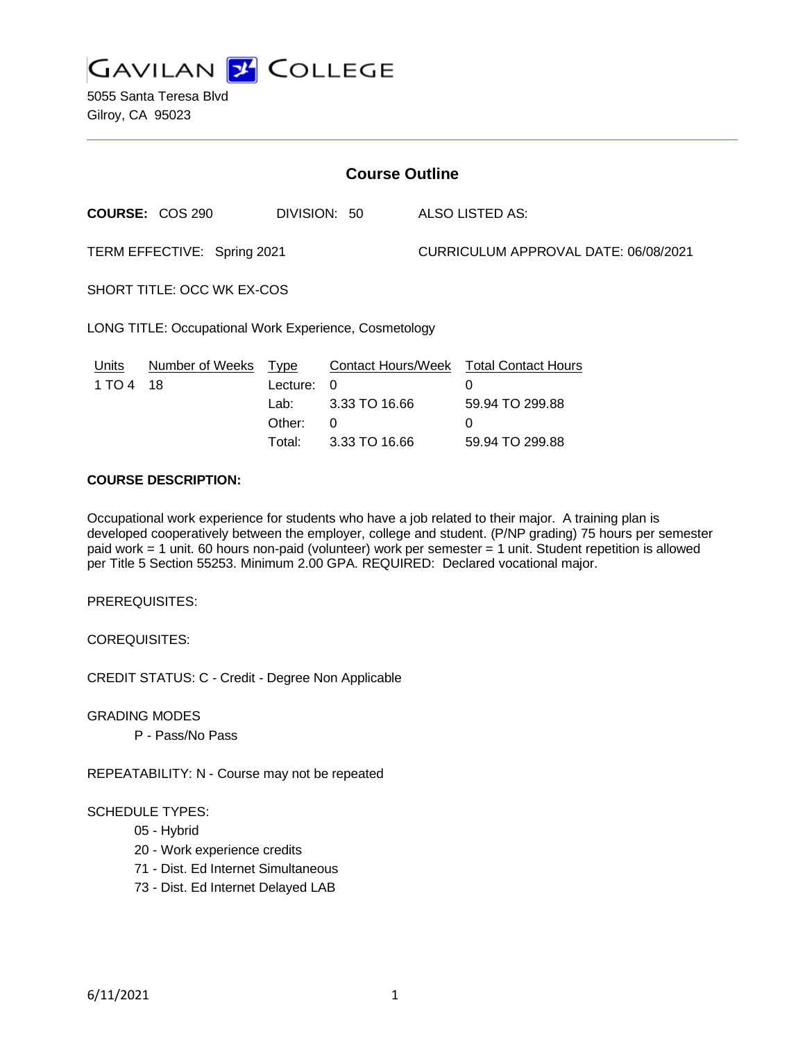# GAVILAN COLLEGE

5055 Santa Teresa Blvd
Gilroy, CA 95023

---

## Course Outline

**COURSE:** COS 290 DIVISION: 50 ALSO LISTED AS:

TERM EFFECTIVE: Spring 2021 CURRICULUM APPROVAL DATE: 06/08/2021

SHORT TITLE: OCC WK EX-COS

LONG TITLE: Occupational Work Experience, Cosmetology

| Units | Number of Weeks | Type | Contact Hours/Week | Total Contact Hours |
|---|---|---|---|---|
| 1 TO 4 | 18 | Lecture: | 0 | 0 |
| | | Lab: | 3.33 TO 16.66 | 59.94 TO 299.88 |
| | | Other: | 0 | 0 |
| | | Total: | 3.33 TO 16.66 | 59.94 TO 299.88 |

**COURSE DESCRIPTION:**

Occupational work experience for students who have a job related to their major. A training plan is developed cooperatively between the employer, college and student. (P/NP grading) 75 hours per semester paid work = 1 unit. 60 hours non-paid (volunteer) work per semester = 1 unit. Student repetition is allowed per Title 5 Section 55253. Minimum 2.00 GPA. REQUIRED: Declared vocational major.

PREREQUISITES:

COREQUISITES:

CREDIT STATUS: C - Credit - Degree Non Applicable

GRADING MODES

P - Pass/No Pass

REPEATABILITY: N - Course may not be repeated

SCHEDULE TYPES:

05 - Hybrid
20 - Work experience credits
71 - Dist. Ed Internet Simultaneous
73 - Dist. Ed Internet Delayed LAB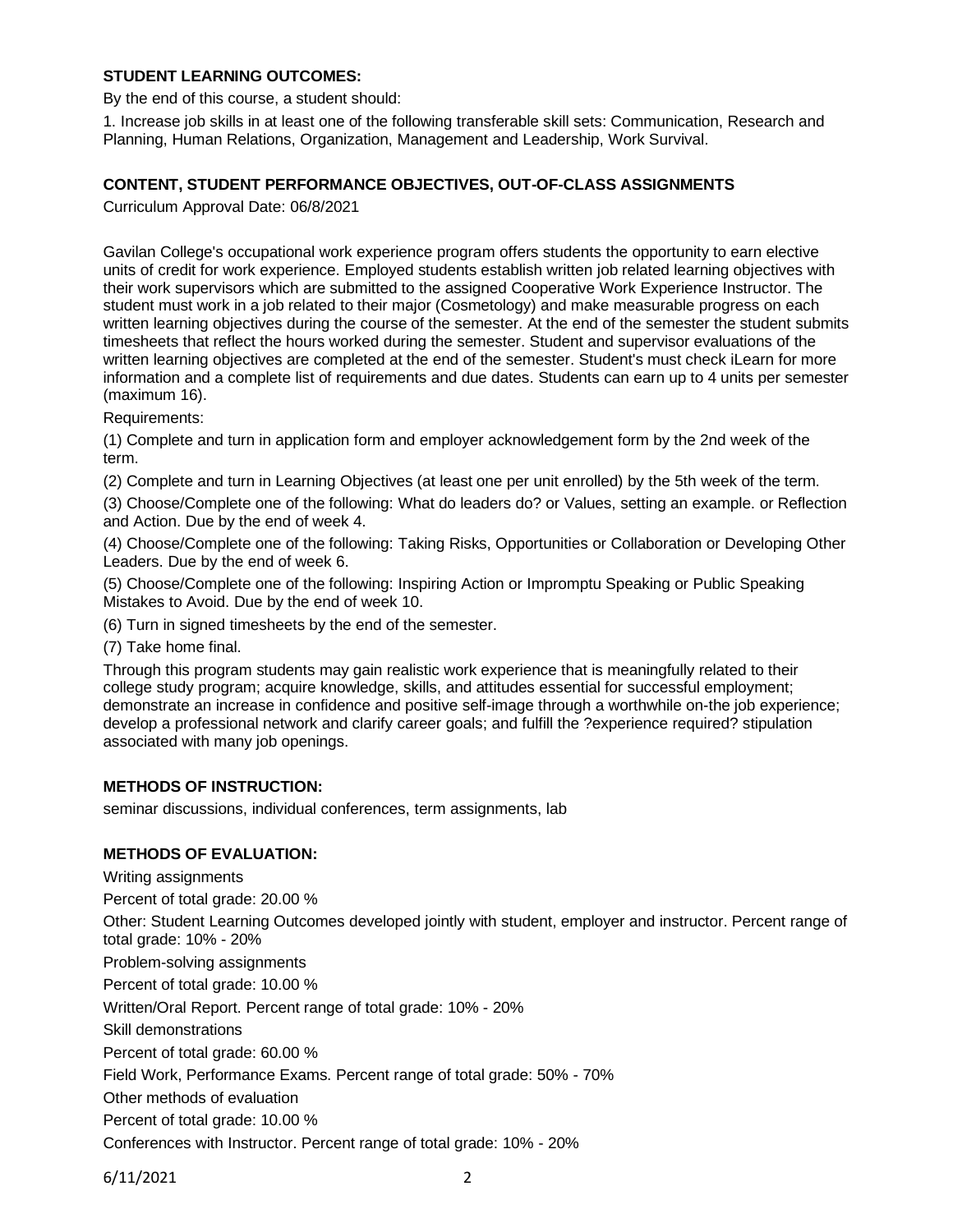## STUDENT LEARNING OUTCOMES:

By the end of this course, a student should:

1. Increase job skills in at least one of the following transferable skill sets: Communication, Research and Planning, Human Relations, Organization, Management and Leadership, Work Survival.

## CONTENT, STUDENT PERFORMANCE OBJECTIVES, OUT-OF-CLASS ASSIGNMENTS

Curriculum Approval Date: 06/8/2021

Gavilan College's occupational work experience program offers students the opportunity to earn elective units of credit for work experience. Employed students establish written job related learning objectives with their work supervisors which are submitted to the assigned Cooperative Work Experience Instructor. The student must work in a job related to their major (Cosmetology) and make measurable progress on each written learning objectives during the course of the semester. At the end of the semester the student submits timesheets that reflect the hours worked during the semester. Student and supervisor evaluations of the written learning objectives are completed at the end of the semester. Student's must check iLearn for more information and a complete list of requirements and due dates. Students can earn up to 4 units per semester (maximum 16).

Requirements:

(1) Complete and turn in application form and employer acknowledgement form by the 2nd week of the term.

(2) Complete and turn in Learning Objectives (at least one per unit enrolled) by the 5th week of the term.

(3) Choose/Complete one of the following: What do leaders do? or Values, setting an example. or Reflection and Action. Due by the end of week 4.

(4) Choose/Complete one of the following: Taking Risks, Opportunities or Collaboration or Developing Other Leaders. Due by the end of week 6.

(5) Choose/Complete one of the following: Inspiring Action or Impromptu Speaking or Public Speaking Mistakes to Avoid. Due by the end of week 10.

(6) Turn in signed timesheets by the end of the semester.

(7) Take home final.

Through this program students may gain realistic work experience that is meaningfully related to their college study program; acquire knowledge, skills, and attitudes essential for successful employment; demonstrate an increase in confidence and positive self-image through a worthwhile on-the job experience; develop a professional network and clarify career goals; and fulfill the ?experience required? stipulation associated with many job openings.

## METHODS OF INSTRUCTION:

seminar discussions, individual conferences, term assignments, lab

## METHODS OF EVALUATION:

Writing assignments

Percent of total grade: 20.00 %

Other: Student Learning Outcomes developed jointly with student, employer and instructor. Percent range of total grade: 10% - 20%

Problem-solving assignments

Percent of total grade: 10.00 %

Written/Oral Report. Percent range of total grade: 10% - 20%

Skill demonstrations

Percent of total grade: 60.00 %

Field Work, Performance Exams. Percent range of total grade: 50% - 70%

Other methods of evaluation

Percent of total grade: 10.00 %

Conferences with Instructor. Percent range of total grade: 10% - 20%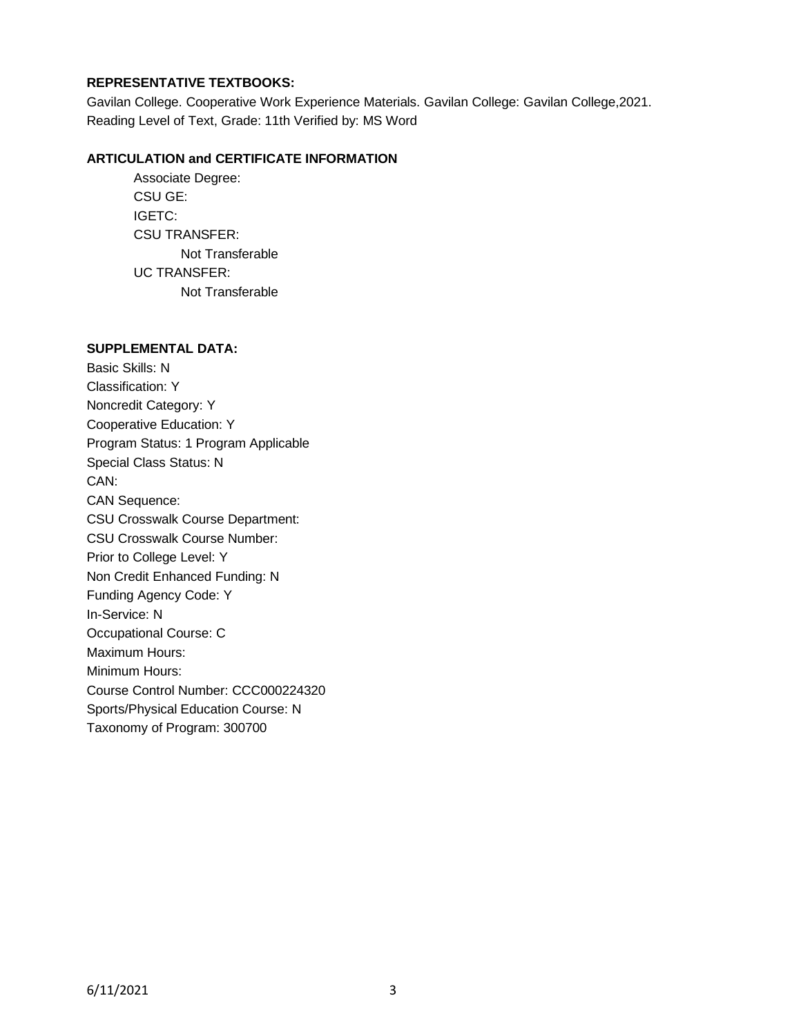**REPRESENTATIVE TEXTBOOKS:**

Gavilan College. Cooperative Work Experience Materials. Gavilan College: Gavilan College,2021.
Reading Level of Text, Grade: 11th Verified by: MS Word

**ARTICULATION and CERTIFICATE INFORMATION**

Associate Degree:
CSU GE:
IGETC:
CSU TRANSFER:
Not Transferable
UC TRANSFER:
Not Transferable

**SUPPLEMENTAL DATA:**

Basic Skills: N
Classification: Y
Noncredit Category: Y
Cooperative Education: Y
Program Status: 1 Program Applicable
Special Class Status: N
CAN:
CAN Sequence:
CSU Crosswalk Course Department:
CSU Crosswalk Course Number:
Prior to College Level: Y
Non Credit Enhanced Funding: N
Funding Agency Code: Y
In-Service: N
Occupational Course: C
Maximum Hours:
Minimum Hours:
Course Control Number: CCC000224320
Sports/Physical Education Course: N
Taxonomy of Program: 300700